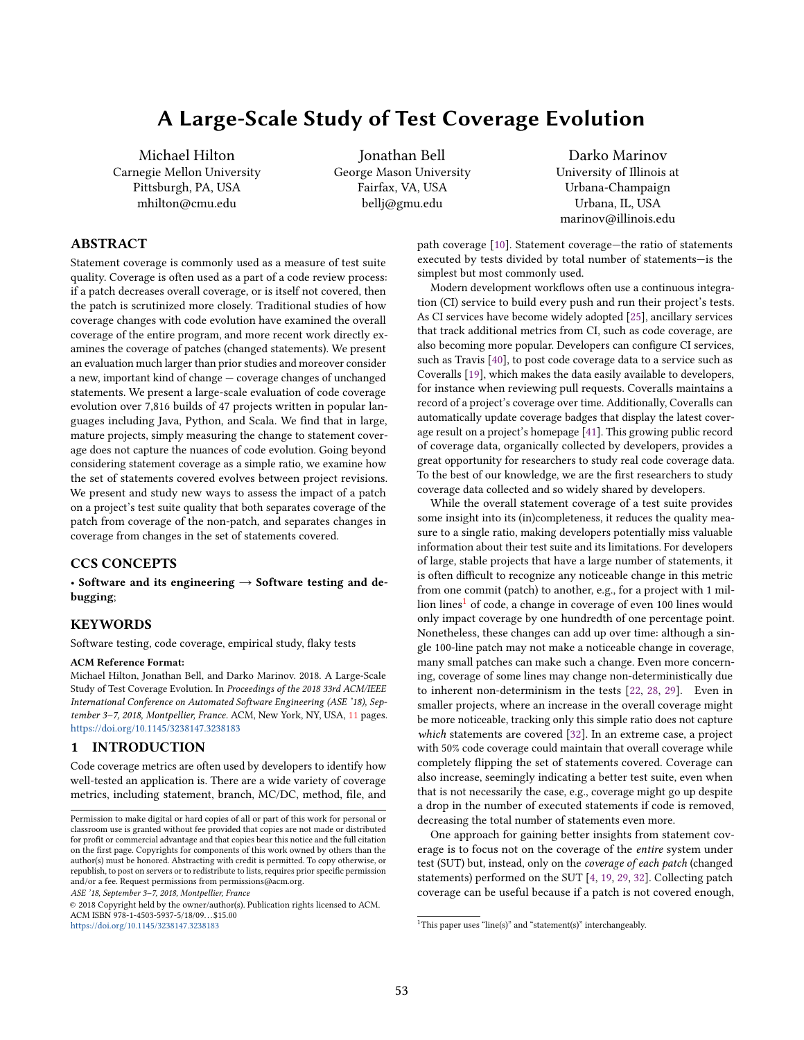# A Large-Scale Study of Test Coverage Evolution

Michael Hilton
Carnegie Mellon University
Pittsburgh, PA, USA
mhilton@cmu.edu

Jonathan Bell
George Mason University
Fairfax, VA, USA
bellj@gmu.edu

Darko Marinov
University of Illinois at Urbana-Champaign
Urbana, IL, USA
marinov@illinois.edu

## ABSTRACT

Statement coverage is commonly used as a measure of test suite quality. Coverage is often used as a part of a code review process: if a patch decreases overall coverage, or is itself not covered, then the patch is scrutinized more closely. Traditional studies of how coverage changes with code evolution have examined the overall coverage of the entire program, and more recent work directly examines the coverage of patches (changed statements). We present an evaluation much larger than prior studies and moreover consider a new, important kind of change — coverage changes of unchanged statements. We present a large-scale evaluation of code coverage evolution over 7,816 builds of 47 projects written in popular languages including Java, Python, and Scala. We find that in large, mature projects, simply measuring the change to statement coverage does not capture the nuances of code evolution. Going beyond considering statement coverage as a simple ratio, we examine how the set of statements covered evolves between project revisions. We present and study new ways to assess the impact of a patch on a project's test suite quality that both separates coverage of the patch from coverage of the non-patch, and separates changes in coverage from changes in the set of statements covered.

## CCS CONCEPTS

• **Software and its engineering → Software testing and debugging**;

## KEYWORDS

Software testing, code coverage, empirical study, flaky tests

**ACM Reference Format:**
Michael Hilton, Jonathan Bell, and Darko Marinov. 2018. A Large-Scale Study of Test Coverage Evolution. In *Proceedings of the 2018 33rd ACM/IEEE International Conference on Automated Software Engineering (ASE '18), September 3–7, 2018, Montpellier, France.* ACM, New York, NY, USA, 11 pages. https://doi.org/10.1145/3238147.3238183

## 1 INTRODUCTION

Code coverage metrics are often used by developers to identify how well-tested an application is. There are a wide variety of coverage metrics, including statement, branch, MC/DC, method, file, and path coverage [10]. Statement coverage—the ratio of statements executed by tests divided by total number of statements—is the simplest but most commonly used.

Modern development workflows often use a continuous integration (CI) service to build every push and run their project's tests. As CI services have become widely adopted [25], ancillary services that track additional metrics from CI, such as code coverage, are also becoming more popular. Developers can configure CI services, such as Travis [40], to post code coverage data to a service such as Coveralls [19], which makes the data easily available to developers, for instance when reviewing pull requests. Coveralls maintains a record of a project's coverage over time. Additionally, Coveralls can automatically update coverage badges that display the latest coverage result on a project's homepage [41]. This growing public record of coverage data, organically collected by developers, provides a great opportunity for researchers to study real code coverage data. To the best of our knowledge, we are the first researchers to study coverage data collected and so widely shared by developers.

While the overall statement coverage of a test suite provides some insight into its (in)completeness, it reduces the quality measure to a single ratio, making developers potentially miss valuable information about their test suite and its limitations. For developers of large, stable projects that have a large number of statements, it is often difficult to recognize any noticeable change in this metric from one commit (patch) to another, e.g., for a project with 1 million lines[1] of code, a change in coverage of even 100 lines would only impact coverage by one hundredth of one percentage point. Nonetheless, these changes can add up over time: although a single 100-line patch may not make a noticeable change in coverage, many small patches can make such a change. Even more concerning, coverage of some lines may change non-deterministically due to inherent non-determinism in the tests [22, 28, 29]. Even in smaller projects, where an increase in the overall coverage might be more noticeable, tracking only this simple ratio does not capture *which* statements are covered [32]. In an extreme case, a project with 50% code coverage could maintain that overall coverage while completely flipping the set of statements covered. Coverage can also increase, seemingly indicating a better test suite, even when that is not necessarily the case, e.g., coverage might go up despite a drop in the number of executed statements if code is removed, decreasing the total number of statements even more.

One approach for gaining better insights from statement coverage is to focus not on the coverage of the *entire* system under test (SUT) but, instead, only on the *coverage of each patch* (changed statements) performed on the SUT [4, 19, 29, 32]. Collecting patch coverage can be useful because if a patch is not covered enough,

[1] This paper uses "line(s)" and "statement(s)" interchangeably.

Permission to make digital or hard copies of all or part of this work for personal or classroom use is granted without fee provided that copies are not made or distributed for profit or commercial advantage and that copies bear this notice and the full citation on the first page. Copyrights for components of this work owned by others than the author(s) must be honored. Abstracting with credit is permitted. To copy otherwise, or republish, to post on servers or to redistribute to lists, requires prior specific permission and/or a fee. Request permissions from permissions@acm.org.
*ASE '18, September 3–7, 2018, Montpellier, France*
© 2018 Copyright held by the owner/author(s). Publication rights licensed to ACM.
ACM ISBN 978-1-4503-5937-5/18/09…$15.00
https://doi.org/10.1145/3238147.3238183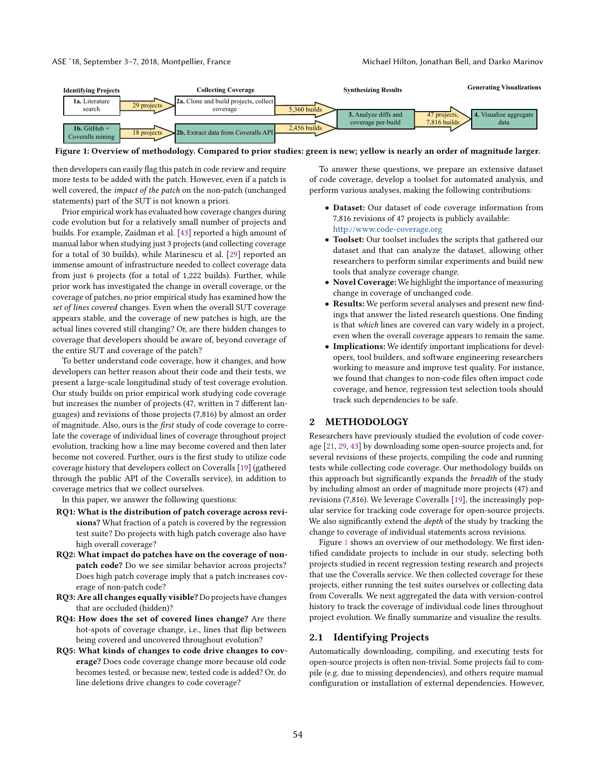Identifying Projects | Collecting Coverage | Synthesizing Results | Generating Visualizations

**1a.** Literature search → 29 projects → **2a.** Clone and build projects, collect coverage → 5,360 builds → **3.** Analyze diffs and coverage per-build → 47 projects, 7,816 builds → **4.** Visualize aggregate data

**1b.** GitHub + Coveralls mining → 18 projects → **2b.** Extract data from Coveralls API → 2,456 builds → **3.** Analyze diffs and coverage per-build

**Figure 1: Overview of methodology. Compared to prior studies: green is new; yellow is nearly an order of magnitude larger.**

then developers can easily flag this patch in code review and require more tests to be added with the patch. However, even if a patch is well covered, the *impact of the patch* on the non-patch (unchanged statements) part of the SUT is not known a priori.

Prior empirical work has evaluated how coverage changes during code evolution but for a relatively small number of projects and builds. For example, Zaidman et al. [43] reported a high amount of manual labor when studying just 3 projects (and collecting coverage for a total of 30 builds), while Marinescu et al. [29] reported an immense amount of infrastructure needed to collect coverage data from just 6 projects (for a total of 1,222 builds). Further, while prior work has investigated the change in overall coverage, or the coverage of patches, no prior empirical study has examined how the *set of lines covered* changes. Even when the overall SUT coverage appears stable, and the coverage of new patches is high, are the actual lines covered still changing? Or, are there hidden changes to coverage that developers should be aware of, beyond coverage of the entire SUT and coverage of the patch?

To better understand code coverage, how it changes, and how developers can better reason about their code and their tests, we present a large-scale longitudinal study of test coverage evolution. Our study builds on prior empirical work studying code coverage but increases the number of projects (47, written in 7 different languages) and revisions of those projects (7,816) by almost an order of magnitude. Also, ours is the *first* study of code coverage to correlate the coverage of individual lines of coverage throughout project evolution, tracking how a line may become covered and then later become not covered. Further, ours is the first study to utilize code coverage history that developers collect on Coveralls [19] (gathered through the public API of the Coveralls service), in addition to coverage metrics that we collect ourselves.

In this paper, we answer the following questions:

- **RQ1: What is the distribution of patch coverage across revisions?** What fraction of a patch is covered by the regression test suite? Do projects with high patch coverage also have high overall coverage?
- **RQ2: What impact do patches have on the coverage of non-patch code?** Do we see similar behavior across projects? Does high patch coverage imply that a patch increases coverage of non-patch code?
- **RQ3: Are all changes equally visible?** Do projects have changes that are occluded (hidden)?
- **RQ4: How does the set of covered lines change?** Are there hot-spots of coverage change, i.e., lines that flip between being covered and uncovered throughout evolution?
- **RQ5: What kinds of changes to code drive changes to coverage?** Does code coverage change more because old code becomes tested, or because new, tested code is added? Or, do line deletions drive changes to code coverage?

To answer these questions, we prepare an extensive dataset of code coverage, develop a toolset for automated analysis, and perform various analyses, making the following contributions:

- **Dataset:** Our dataset of code coverage information from 7,816 revisions of 47 projects is publicly available: http://www.code-coverage.org
- **Toolset:** Our toolset includes the scripts that gathered our dataset and that can analyze the dataset, allowing other researchers to perform similar experiments and build new tools that analyze coverage change.
- **Novel Coverage:** We highlight the importance of measuring change in coverage of unchanged code.
- **Results:** We perform several analyses and present new findings that answer the listed research questions. One finding is that *which* lines are covered can vary widely in a project, even when the overall coverage appears to remain the same.
- **Implications:** We identify important implications for developers, tool builders, and software engineering researchers working to measure and improve test quality. For instance, we found that changes to non-code files often impact code coverage, and hence, regression test selection tools should track such dependencies to be safe.

## 2 METHODOLOGY

Researchers have previously studied the evolution of code coverage [21, 29, 43] by downloading some open-source projects and, for several revisions of these projects, compiling the code and running tests while collecting code coverage. Our methodology builds on this approach but significantly expands the *breadth* of the study by including almost an order of magnitude more projects (47) and revisions (7,816). We leverage Coveralls [19], the increasingly popular service for tracking code coverage for open-source projects. We also significantly extend the *depth* of the study by tracking the change to coverage of individual statements across revisions.

Figure 1 shows an overview of our methodology. We first identified candidate projects to include in our study, selecting both projects studied in recent regression testing research and projects that use the Coveralls service. We then collected coverage for these projects, either running the test suites ourselves or collecting data from Coveralls. We next aggregated the data with version-control history to track the coverage of individual code lines throughout project evolution. We finally summarize and visualize the results.

### 2.1 Identifying Projects

Automatically downloading, compiling, and executing tests for open-source projects is often non-trivial. Some projects fail to compile (e.g. due to missing dependencies), and others require manual configuration or installation of external dependencies. However,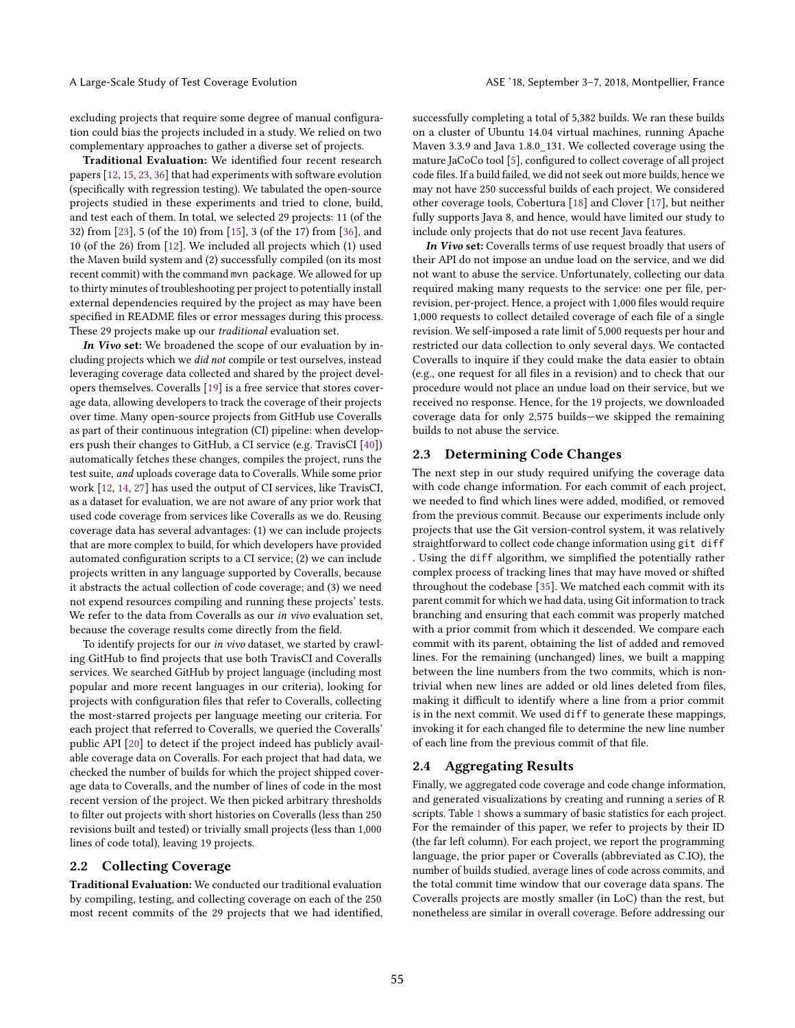excluding projects that require some degree of manual configuration could bias the projects included in a study. We relied on two complementary approaches to gather a diverse set of projects.

**Traditional Evaluation:** We identified four recent research papers [12, 15, 23, 36] that had experiments with software evolution (specifically with regression testing). We tabulated the open-source projects studied in these experiments and tried to clone, build, and test each of them. In total, we selected 29 projects: 11 (of the 32) from [23], 5 (of the 10) from [15], 3 (of the 17) from [36], and 10 (of the 26) from [12]. We included all projects which (1) used the Maven build system and (2) successfully compiled (on its most recent commit) with the command `mvn package`. We allowed for up to thirty minutes of troubleshooting per project to potentially install external dependencies required by the project as may have been specified in README files or error messages during this process. These 29 projects make up our *traditional* evaluation set.

***In Vivo* set:** We broadened the scope of our evaluation by including projects which we *did not* compile or test ourselves, instead leveraging coverage data collected and shared by the project developers themselves. Coveralls [19] is a free service that stores coverage data, allowing developers to track the coverage of their projects over time. Many open-source projects from GitHub use Coveralls as part of their continuous integration (CI) pipeline: when developers push their changes to GitHub, a CI service (e.g. TravisCI [40]) automatically fetches these changes, compiles the project, runs the test suite, *and* uploads coverage data to Coveralls. While some prior work [12, 14, 27] has used the output of CI services, like TravisCI, as a dataset for evaluation, we are not aware of any prior work that used code coverage from services like Coveralls as we do. Reusing coverage data has several advantages: (1) we can include projects that are more complex to build, for which developers have provided automated configuration scripts to a CI service; (2) we can include projects written in any language supported by Coveralls, because it abstracts the actual collection of code coverage; and (3) we need not expend resources compiling and running these projects' tests. We refer to the data from Coveralls as our *in vivo* evaluation set, because the coverage results come directly from the field.

To identify projects for our *in vivo* dataset, we started by crawling GitHub to find projects that use both TravisCI and Coveralls services. We searched GitHub by project language (including most popular and more recent languages in our criteria), looking for projects with configuration files that refer to Coveralls, collecting the most-starred projects per language meeting our criteria. For each project that referred to Coveralls, we queried the Coveralls' public API [20] to detect if the project indeed has publicly available coverage data on Coveralls. For each project that had data, we checked the number of builds for which the project shipped coverage data to Coveralls, and the number of lines of code in the most recent version of the project. We then picked arbitrary thresholds to filter out projects with short histories on Coveralls (less than 250 revisions built and tested) or trivially small projects (less than 1,000 lines of code total), leaving 19 projects.

## 2.2 Collecting Coverage

**Traditional Evaluation:** We conducted our traditional evaluation by compiling, testing, and collecting coverage on each of the 250 most recent commits of the 29 projects that we had identified, successfully completing a total of 5,382 builds. We ran these builds on a cluster of Ubuntu 14.04 virtual machines, running Apache Maven 3.3.9 and Java 1.8.0_131. We collected coverage using the mature JaCoCo tool [5], configured to collect coverage of all project code files. If a build failed, we did not seek out more builds, hence we may not have 250 successful builds of each project. We considered other coverage tools, Cobertura [18] and Clover [17], but neither fully supports Java 8, and hence, would have limited our study to include only projects that do not use recent Java features.

***In Vivo* set:** Coveralls terms of use request broadly that users of their API do not impose an undue load on the service, and we did not want to abuse the service. Unfortunately, collecting our data required making many requests to the service: one per file, per-revision, per-project. Hence, a project with 1,000 files would require 1,000 requests to collect detailed coverage of each file of a single revision. We self-imposed a rate limit of 5,000 requests per hour and restricted our data collection to only several days. We contacted Coveralls to inquire if they could make the data easier to obtain (e.g., one request for all files in a revision) and to check that our procedure would not place an undue load on their service, but we received no response. Hence, for the 19 projects, we downloaded coverage data for only 2,575 builds—we skipped the remaining builds to not abuse the service.

## 2.3 Determining Code Changes

The next step in our study required unifying the coverage data with code change information. For each commit of each project, we needed to find which lines were added, modified, or removed from the previous commit. Because our experiments include only projects that use the Git version-control system, it was relatively straightforward to collect code change information using `git diff`. Using the `diff` algorithm, we simplified the potentially rather complex process of tracking lines that may have moved or shifted throughout the codebase [35]. We matched each commit with its parent commit for which we had data, using Git information to track branching and ensuring that each commit was properly matched with a prior commit from which it descended. We compare each commit with its parent, obtaining the list of added and removed lines. For the remaining (unchanged) lines, we built a mapping between the line numbers from the two commits, which is non-trivial when new lines are added or old lines deleted from files, making it difficult to identify where a line from a prior commit is in the next commit. We used `diff` to generate these mappings, invoking it for each changed file to determine the new line number of each line from the previous commit of that file.

## 2.4 Aggregating Results

Finally, we aggregated code coverage and code change information, and generated visualizations by creating and running a series of R scripts. Table 1 shows a summary of basic statistics for each project. For the remainder of this paper, we refer to projects by their ID (the far left column). For each project, we report the programming language, the prior paper or Coveralls (abbreviated as C.IO), the number of builds studied, average lines of code across commits, and the total commit time window that our coverage data spans. The Coveralls projects are mostly smaller (in LoC) than the rest, but nonetheless are similar in overall coverage. Before addressing our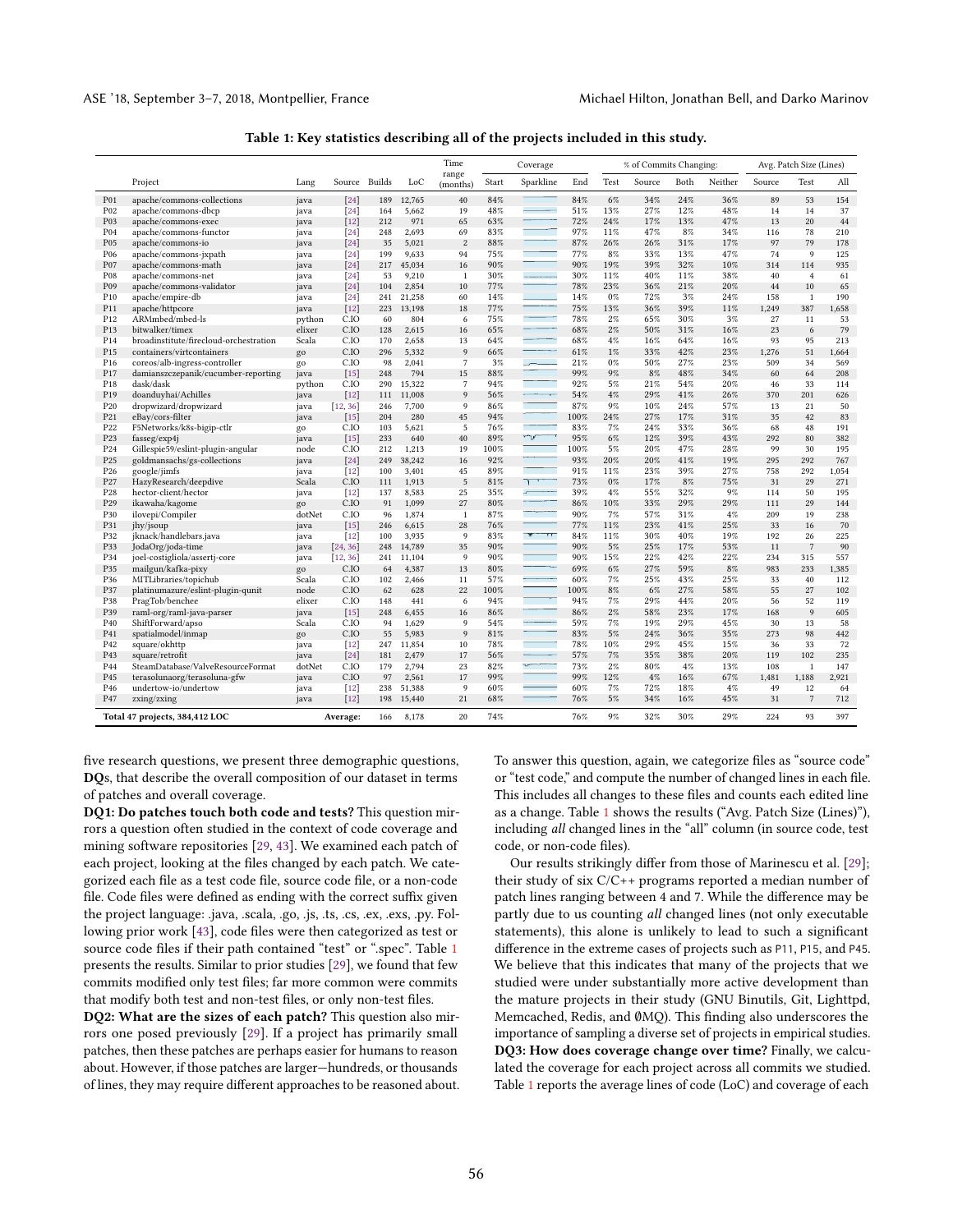**Table 1: Key statistics describing all of the projects included in this study.**

| | Project | Lang | Source | Builds | LoC | Time range (months) | Coverage Start | Coverage Sparkline | Coverage End | % of Commits Changing: Test | Source | Both | Neither | Avg. Patch Size (Lines) Source | Test | All |
|---|---|---|---|---|---|---|---|---|---|---|---|---|---|---|---|---|
| P01 | apache/commons-collections | java | [24] | 189 | 12,765 | 40 | 84% | | 84% | 6% | 34% | 24% | 36% | 89 | 53 | 154 |
| P02 | apache/commons-dbcp | java | [24] | 164 | 5,662 | 19 | 48% | | 51% | 13% | 27% | 12% | 48% | 14 | 14 | 37 |
| P03 | apache/commons-exec | java | [12] | 212 | 971 | 65 | 63% | | 72% | 24% | 17% | 13% | 47% | 13 | 20 | 44 |
| P04 | apache/commons-functor | java | [24] | 248 | 2,693 | 69 | 83% | | 97% | 11% | 47% | 8% | 34% | 116 | 78 | 210 |
| P05 | apache/commons-io | java | [24] | 35 | 5,021 | 2 | 88% | | 87% | 26% | 26% | 31% | 17% | 97 | 79 | 178 |
| P06 | apache/commons-jxpath | java | [24] | 199 | 9,633 | 94 | 75% | | 77% | 8% | 33% | 13% | 47% | 74 | 9 | 125 |
| P07 | apache/commons-math | java | [24] | 217 | 45,034 | 16 | 90% | | 90% | 19% | 39% | 32% | 10% | 314 | 114 | 935 |
| P08 | apache/commons-net | java | [24] | 53 | 9,210 | 1 | 30% | | 30% | 11% | 40% | 11% | 38% | 40 | 4 | 61 |
| P09 | apache/commons-validator | java | [24] | 104 | 2,854 | 10 | 77% | | 78% | 23% | 36% | 21% | 20% | 44 | 10 | 65 |
| P10 | apache/empire-db | java | [24] | 241 | 21,258 | 60 | 14% | | 14% | 0% | 72% | 3% | 24% | 158 | 1 | 190 |
| P11 | apache/httpcore | java | [12] | 223 | 13,198 | 18 | 77% | | 75% | 13% | 36% | 39% | 11% | 1,249 | 387 | 1,658 |
| P12 | ARMmbed/mbed-ls | python | C.IO | 60 | 804 | 6 | 75% | | 78% | 2% | 65% | 30% | 3% | 27 | 11 | 53 |
| P13 | bitwalker/timex | elixer | C.IO | 128 | 2,615 | 16 | 65% | | 68% | 2% | 50% | 31% | 16% | 23 | 6 | 79 |
| P14 | broadinstitute/firecloud-orchestration | Scala | C.IO | 170 | 2,658 | 13 | 64% | | 68% | 4% | 16% | 64% | 16% | 93 | 95 | 213 |
| P15 | containers/virtcontainers | go | C.IO | 296 | 5,332 | 9 | 66% | | 61% | 1% | 33% | 42% | 23% | 1,276 | 51 | 1,664 |
| P16 | coreos/alb-ingress-controller | go | C.IO | 98 | 2,041 | 7 | 3% | | 21% | 0% | 50% | 27% | 23% | 509 | 34 | 569 |
| P17 | damianszczepanik/cucumber-reporting | java | [15] | 248 | 794 | 15 | 88% | | 99% | 9% | 8% | 48% | 34% | 60 | 64 | 208 |
| P18 | dask/dask | python | C.IO | 290 | 15,322 | 7 | 94% | | 92% | 5% | 21% | 54% | 20% | 46 | 33 | 114 |
| P19 | doanduyhai/Achilles | java | [12] | 111 | 11,008 | 9 | 56% | | 54% | 4% | 29% | 41% | 26% | 370 | 201 | 626 |
| P20 | dropwizard/dropwizard | java | [12, 36] | 246 | 7,700 | 9 | 86% | | 87% | 9% | 10% | 24% | 57% | 13 | 21 | 50 |
| P21 | eBay/cors-filter | java | [15] | 204 | 280 | 45 | 94% | | 100% | 24% | 27% | 17% | 31% | 35 | 42 | 83 |
| P22 | F5Networks/k8s-bigip-ctlr | go | C.IO | 103 | 5,621 | 5 | 76% | | 83% | 7% | 24% | 33% | 36% | 68 | 48 | 191 |
| P23 | fasseg/exp4j | java | [15] | 233 | 640 | 40 | 89% | | 95% | 6% | 12% | 39% | 43% | 292 | 80 | 382 |
| P24 | Gillespie59/eslint-plugin-angular | node | C.IO | 212 | 1,213 | 19 | 100% | | 100% | 5% | 20% | 47% | 28% | 99 | 30 | 195 |
| P25 | goldmansachs/gs-collections | java | [24] | 249 | 38,242 | 16 | 92% | | 93% | 20% | 20% | 41% | 19% | 295 | 292 | 767 |
| P26 | google/jimfs | java | [12] | 100 | 3,401 | 45 | 89% | | 91% | 11% | 23% | 39% | 27% | 758 | 292 | 1,054 |
| P27 | HazyResearch/deepdive | Scala | C.IO | 111 | 1,913 | 5 | 81% | | 73% | 0% | 17% | 8% | 75% | 31 | 29 | 271 |
| P28 | hector-client/hector | java | [12] | 137 | 8,583 | 25 | 35% | | 39% | 4% | 55% | 32% | 9% | 114 | 50 | 195 |
| P29 | ikawaha/kagome | go | C.IO | 91 | 1,099 | 27 | 80% | | 86% | 10% | 33% | 29% | 29% | 111 | 29 | 144 |
| P30 | ilovepi/Compiler | dotNet | C.IO | 96 | 1,874 | 1 | 87% | | 90% | 7% | 57% | 31% | 4% | 209 | 19 | 238 |
| P31 | jhy/jsoup | java | [15] | 246 | 6,615 | 28 | 76% | | 77% | 11% | 23% | 41% | 25% | 33 | 16 | 70 |
| P32 | jknack/handlebars.java | java | [12] | 100 | 3,935 | 9 | 83% | | 84% | 11% | 30% | 40% | 19% | 192 | 26 | 225 |
| P33 | JodaOrg/joda-time | java | [24, 36] | 248 | 14,789 | 35 | 90% | | 90% | 5% | 25% | 17% | 53% | 11 | 7 | 90 |
| P34 | joel-costigliola/assertj-core | java | [12, 36] | 241 | 11,104 | 9 | 90% | | 90% | 15% | 22% | 42% | 22% | 234 | 315 | 557 |
| P35 | mailgun/kafka-pixy | go | C.IO | 64 | 4,387 | 13 | 80% | | 69% | 6% | 27% | 59% | 8% | 983 | 233 | 1,385 |
| P36 | MITLibraries/topichub | Scala | C.IO | 102 | 2,466 | 11 | 57% | | 60% | 7% | 25% | 43% | 25% | 33 | 40 | 112 |
| P37 | platinumazure/eslint-plugin-qunit | node | C.IO | 62 | 628 | 22 | 100% | | 100% | 8% | 6% | 27% | 58% | 55 | 27 | 102 |
| P38 | PragTob/benchee | elixer | C.IO | 148 | 441 | 6 | 94% | | 94% | 7% | 29% | 44% | 20% | 56 | 52 | 119 |
| P39 | raml-org/raml-java-parser | java | [15] | 248 | 6,455 | 16 | 86% | | 86% | 2% | 58% | 23% | 17% | 168 | 9 | 605 |
| P40 | ShiftForward/apso | Scala | C.IO | 94 | 1,629 | 9 | 54% | | 59% | 7% | 19% | 29% | 45% | 30 | 13 | 58 |
| P41 | spatialmodel/inmap | go | C.IO | 55 | 5,983 | 9 | 81% | | 83% | 5% | 24% | 36% | 35% | 273 | 98 | 442 |
| P42 | square/okhttp | java | [12] | 247 | 11,854 | 10 | 78% | | 78% | 10% | 29% | 45% | 15% | 36 | 33 | 72 |
| P43 | square/retrofit | java | [24] | 181 | 2,479 | 17 | 56% | | 57% | 7% | 35% | 38% | 20% | 119 | 102 | 235 |
| P44 | SteamDatabase/ValveResourceFormat | dotNet | C.IO | 179 | 2,794 | 23 | 82% | | 73% | 2% | 80% | 4% | 13% | 108 | 1 | 147 |
| P45 | terasolunaorg/terasoluna-gfw | java | C.IO | 97 | 2,561 | 17 | 99% | | 99% | 12% | 4% | 16% | 67% | 1,481 | 1,188 | 2,921 |
| P46 | undertow-io/undertow | java | [12] | 238 | 51,388 | 9 | 60% | | 60% | 7% | 72% | 18% | 4% | 49 | 12 | 64 |
| P47 | zxing/zxing | java | [12] | 198 | 15,440 | 21 | 68% | | 76% | 5% | 34% | 16% | 45% | 31 | 7 | 712 |
| **Total 47 projects, 384,412 LOC** | | | **Average:** | 166 | 8,178 | 20 | 74% | | 76% | 9% | 32% | 30% | 29% | 224 | 93 | 397 |

five research questions, we present three demographic questions, **DQ**s, that describe the overall composition of our dataset in terms of patches and overall coverage.

**DQ1: Do patches touch both code and tests?** This question mirrors a question often studied in the context of code coverage and mining software repositories [29, 43]. We examined each patch of each project, looking at the files changed by each patch. We categorized each file as a test code file, source code file, or a non-code file. Code files were defined as ending with the correct suffix given the project language: .java, .scala, .go, .js, .ts, .cs, .ex, .exs, .py. Following prior work [43], code files were then categorized as test or source code files if their path contained "test" or ".spec". Table 1 presents the results. Similar to prior studies [29], we found that few commits modified only test files; far more common were commits that modify both test and non-test files, or only non-test files.

**DQ2: What are the sizes of each patch?** This question also mirrors one posed previously [29]. If a project has primarily small patches, then these patches are perhaps easier for humans to reason about. However, if those patches are larger—hundreds, or thousands of lines, they may require different approaches to be reasoned about. To answer this question, again, we categorize files as "source code" or "test code," and compute the number of changed lines in each file. This includes all changes to these files and counts each edited line as a change. Table 1 shows the results ("Avg. Patch Size (Lines)"), including *all* changed lines in the "all" column (in source code, test code, or non-code files).

Our results strikingly differ from those of Marinescu et al. [29]; their study of six C/C++ programs reported a median number of patch lines ranging between 4 and 7. While the difference may be partly due to us counting *all* changed lines (not only executable statements), this alone is unlikely to lead to such a significant difference in the extreme cases of projects such as P11, P15, and P45. We believe that this indicates that many of the projects that we studied were under substantially more active development than the mature projects in their study (GNU Binutils, Git, Lighttpd, Memcached, Redis, and ØMQ). This finding also underscores the importance of sampling a diverse set of projects in empirical studies.

**DQ3: How does coverage change over time?** Finally, we calculated the coverage for each project across all commits we studied. Table 1 reports the average lines of code (LoC) and coverage of each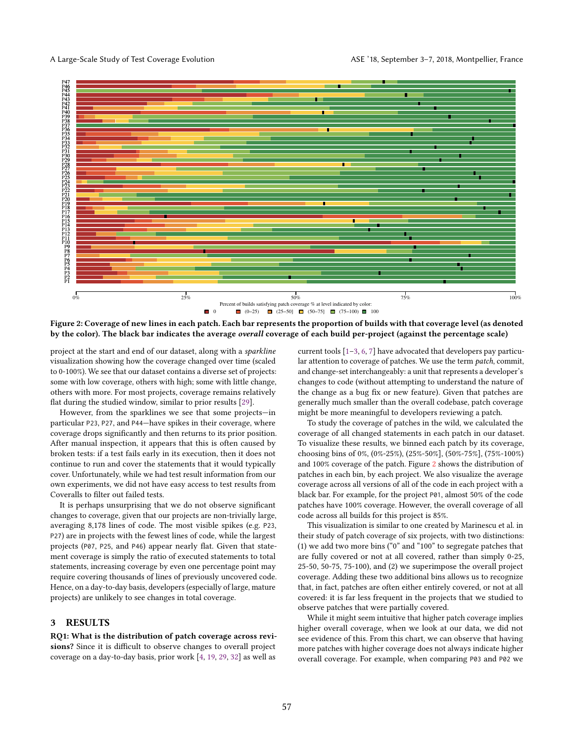Figure 2: Coverage of new lines in each patch. Each bar represents the proportion of builds with that coverage level (as denoted by the color). The black bar indicates the average *overall* coverage of each build per-project (against the percentage scale)

project at the start and end of our dataset, along with a *sparkline* visualization showing how the coverage changed over time (scaled to 0-100%). We see that our dataset contains a diverse set of projects: some with low coverage, others with high; some with little change, others with more. For most projects, coverage remains relatively flat during the studied window, similar to prior results [29].

However, from the sparklines we see that some projects—in particular P23, P27, and P44—have spikes in their coverage, where coverage drops significantly and then returns to its prior position. After manual inspection, it appears that this is often caused by broken tests: if a test fails early in its execution, then it does not continue to run and cover the statements that it would typically cover. Unfortunately, while we had test result information from our own experiments, we did not have easy access to test results from Coveralls to filter out failed tests.

It is perhaps unsurprising that we do not observe significant changes to coverage, given that our projects are non-trivially large, averaging 8,178 lines of code. The most visible spikes (e.g. P23, P27) are in projects with the fewest lines of code, while the largest projects (P07, P25, and P46) appear nearly flat. Given that statement coverage is simply the ratio of executed statements to total statements, increasing coverage by even one percentage point may require covering thousands of lines of previously uncovered code. Hence, on a day-to-day basis, developers (especially of large, mature projects) are unlikely to see changes in total coverage.

## 3 RESULTS

**RQ1: What is the distribution of patch coverage across revisions?** Since it is difficult to observe changes to overall project coverage on a day-to-day basis, prior work [4, 19, 29, 32] as well as current tools [1–3, 6, 7] have advocated that developers pay particular attention to coverage of patches. We use the term *patch*, commit, and change-set interchangeably: a unit that represents a developer's changes to code (without attempting to understand the nature of the change as a bug fix or new feature). Given that patches are generally much smaller than the overall codebase, patch coverage might be more meaningful to developers reviewing a patch.

To study the coverage of patches in the wild, we calculated the coverage of all changed statements in each patch in our dataset. To visualize these results, we binned each patch by its coverage, choosing bins of 0%, (0%-25%), (25%-50%], (50%-75%], (75%-100%) and 100% coverage of the patch. Figure 2 shows the distribution of patches in each bin, by each project. We also visualize the average coverage across all versions of all of the code in each project with a black bar. For example, for the project P01, almost 50% of the code patches have 100% coverage. However, the overall coverage of all code across all builds for this project is 85%.

This visualization is similar to one created by Marinescu et al. in their study of patch coverage of six projects, with two distinctions: (1) we add two more bins ("0" and "100" to segregate patches that are fully covered or not at all covered, rather than simply 0-25, 25-50, 50-75, 75-100), and (2) we superimpose the overall project coverage. Adding these two additional bins allows us to recognize that, in fact, patches are often either entirely covered, or not at all covered: it is far less frequent in the projects that we studied to observe patches that were partially covered.

While it might seem intuitive that higher patch coverage implies higher overall coverage, when we look at our data, we did not see evidence of this. From this chart, we can observe that having more patches with higher coverage does not always indicate higher overall coverage. For example, when comparing P03 and P02 we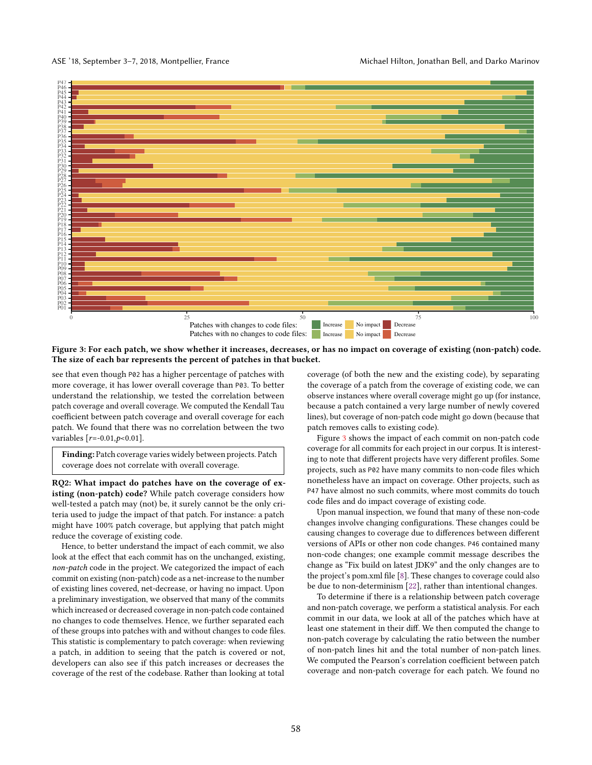P47
P46
P45
P44
P43
P42
P41
P40
P39
P38
P37
P36
P35
P34
P33
P32
P31
P30
P29
P28
P27
P26
P25
P24
P23
P22
P21
P20
P19
P18
P17
P16
P15
P14
P13
P12
P11
P10
P09
P08
P07
P06
P05
P04
P03
P02
P01

0 25 50 75 100

Patches with changes to code files: Increase No impact Decrease
Patches with no changes to code files: Increase No impact Decrease

**Figure 3: For each patch, we show whether it increases, decreases, or has no impact on coverage of existing (non-patch) code. The size of each bar represents the percent of patches in that bucket.**

see that even though P02 has a higher percentage of patches with more coverage, it has lower overall coverage than P03. To better understand the relationship, we tested the correlation between patch coverage and overall coverage. We computed the Kendall Tau coefficient between patch coverage and overall coverage for each patch. We found that there was no correlation between the two variables [$r$=-0.01,$p$<0.01].

> **Finding:** Patch coverage varies widely between projects. Patch coverage does not correlate with overall coverage.

**RQ2: What impact do patches have on the coverage of existing (non-patch) code?** While patch coverage considers how well-tested a patch may (not) be, it surely cannot be the only criteria used to judge the impact of that patch. For instance: a patch might have 100% patch coverage, but applying that patch might reduce the coverage of existing code.

Hence, to better understand the impact of each commit, we also look at the effect that each commit has on the unchanged, existing, *non-patch* code in the project. We categorized the impact of each commit on existing (non-patch) code as a net-increase to the number of existing lines covered, net-decrease, or having no impact. Upon a preliminary investigation, we observed that many of the commits which increased or decreased coverage in non-patch code contained no changes to code themselves. Hence, we further separated each of these groups into patches with and without changes to code files. This statistic is complementary to patch coverage: when reviewing a patch, in addition to seeing that the patch is covered or not, developers can also see if this patch increases or decreases the coverage of the rest of the codebase. Rather than looking at total coverage (of both the new and the existing code), by separating the coverage of a patch from the coverage of existing code, we can observe instances where overall coverage might go up (for instance, because a patch contained a very large number of newly covered lines), but coverage of non-patch code might go down (because that patch removes calls to existing code).

Figure 3 shows the impact of each commit on non-patch code coverage for all commits for each project in our corpus. It is interesting to note that different projects have very different profiles. Some projects, such as P02 have many commits to non-code files which nonetheless have an impact on coverage. Other projects, such as P47 have almost no such commits, where most commits do touch code files and do impact coverage of existing code.

Upon manual inspection, we found that many of these non-code changes involve changing configurations. These changes could be causing changes to coverage due to differences between different versions of APIs or other non code changes. P46 contained many non-code changes; one example commit message describes the change as "Fix build on latest JDK9" and the only changes are to the project's pom.xml file [8]. These changes to coverage could also be due to non-determinism [22], rather than intentional changes.

To determine if there is a relationship between patch coverage and non-patch coverage, we perform a statistical analysis. For each commit in our data, we look at all of the patches which have at least one statement in their diff. We then computed the change to non-patch coverage by calculating the ratio between the number of non-patch lines hit and the total number of non-patch lines. We computed the Pearson's correlation coefficient between patch coverage and non-patch coverage for each patch. We found no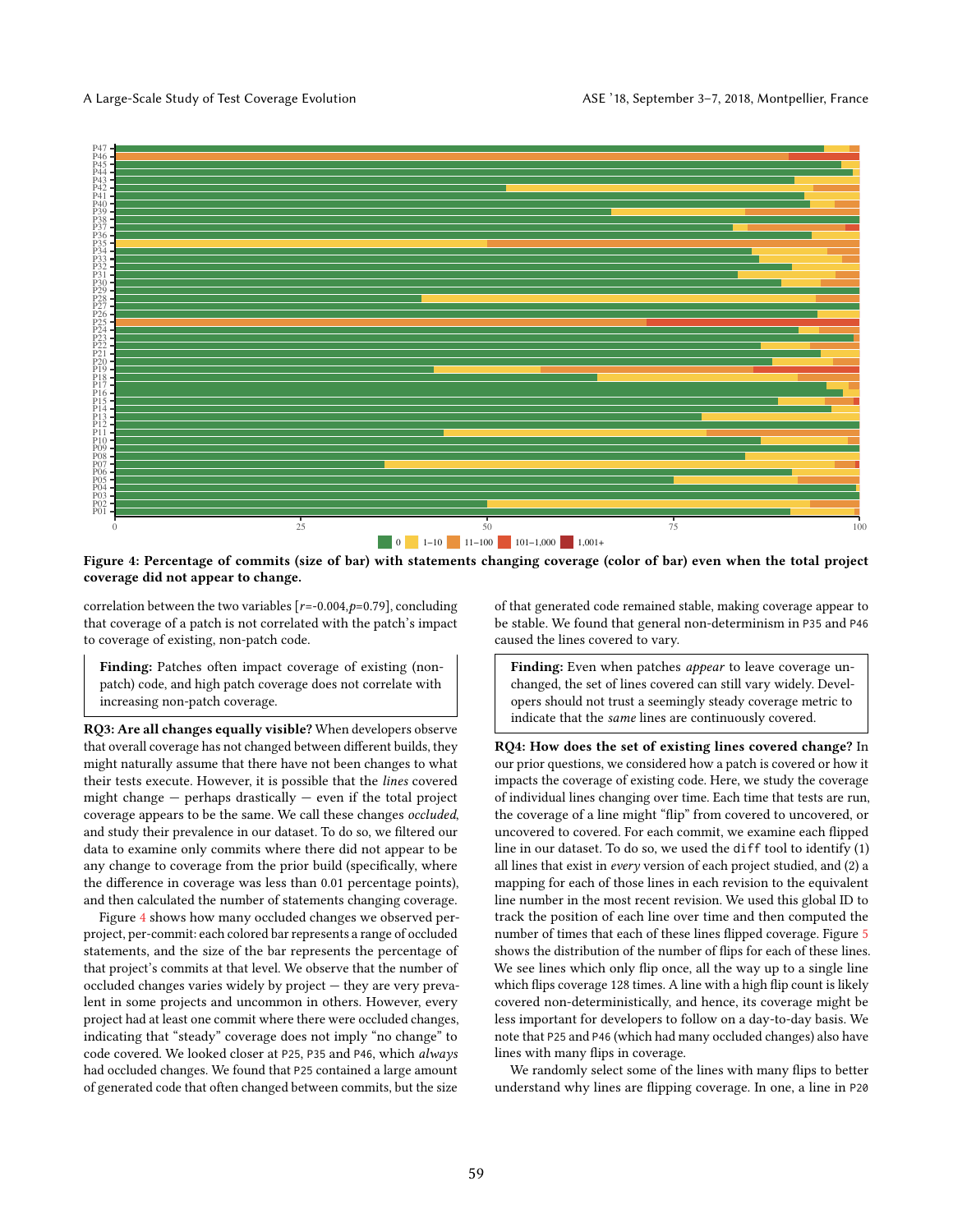Figure 4: Percentage of commits (size of bar) with statements changing coverage (color of bar) even when the total project coverage did not appear to change.

correlation between the two variables [$r$=-0.004,$p$=0.79], concluding that coverage of a patch is not correlated with the patch's impact to coverage of existing, non-patch code.

> **Finding:** Patches often impact coverage of existing (non-patch) code, and high patch coverage does not correlate with increasing non-patch coverage.

**RQ3: Are all changes equally visible?** When developers observe that overall coverage has not changed between different builds, they might naturally assume that there have not been changes to what their tests execute. However, it is possible that the *lines* covered might change — perhaps drastically — even if the total project coverage appears to be the same. We call these changes *occluded*, and study their prevalence in our dataset. To do so, we filtered our data to examine only commits where there did not appear to be any change to coverage from the prior build (specifically, where the difference in coverage was less than 0.01 percentage points), and then calculated the number of statements changing coverage.

Figure 4 shows how many occluded changes we observed per-project, per-commit: each colored bar represents a range of occluded statements, and the size of the bar represents the percentage of that project's commits at that level. We observe that the number of occluded changes varies widely by project — they are very prevalent in some projects and uncommon in others. However, every project had at least one commit where there were occluded changes, indicating that "steady" coverage does not imply "no change" to code covered. We looked closer at P25, P35 and P46, which *always* had occluded changes. We found that P25 contained a large amount of generated code that often changed between commits, but the size of that generated code remained stable, making coverage appear to be stable. We found that general non-determinism in P35 and P46 caused the lines covered to vary.

> **Finding:** Even when patches *appear* to leave coverage unchanged, the set of lines covered can still vary widely. Developers should not trust a seemingly steady coverage metric to indicate that the *same* lines are continuously covered.

**RQ4: How does the set of existing lines covered change?** In our prior questions, we considered how a patch is covered or how it impacts the coverage of existing code. Here, we study the coverage of individual lines changing over time. Each time that tests are run, the coverage of a line might "flip" from covered to uncovered, or uncovered to covered. For each commit, we examine each flipped line in our dataset. To do so, we used the `diff` tool to identify (1) all lines that exist in *every* version of each project studied, and (2) a mapping for each of those lines in each revision to the equivalent line number in the most recent revision. We used this global ID to track the position of each line over time and then computed the number of times that each of these lines flipped coverage. Figure 5 shows the distribution of the number of flips for each of these lines. We see lines which only flip once, all the way up to a single line which flips coverage 128 times. A line with a high flip count is likely covered non-deterministically, and hence, its coverage might be less important for developers to follow on a day-to-day basis. We note that P25 and P46 (which had many occluded changes) also have lines with many flips in coverage.

We randomly select some of the lines with many flips to better understand why lines are flipping coverage. In one, a line in P20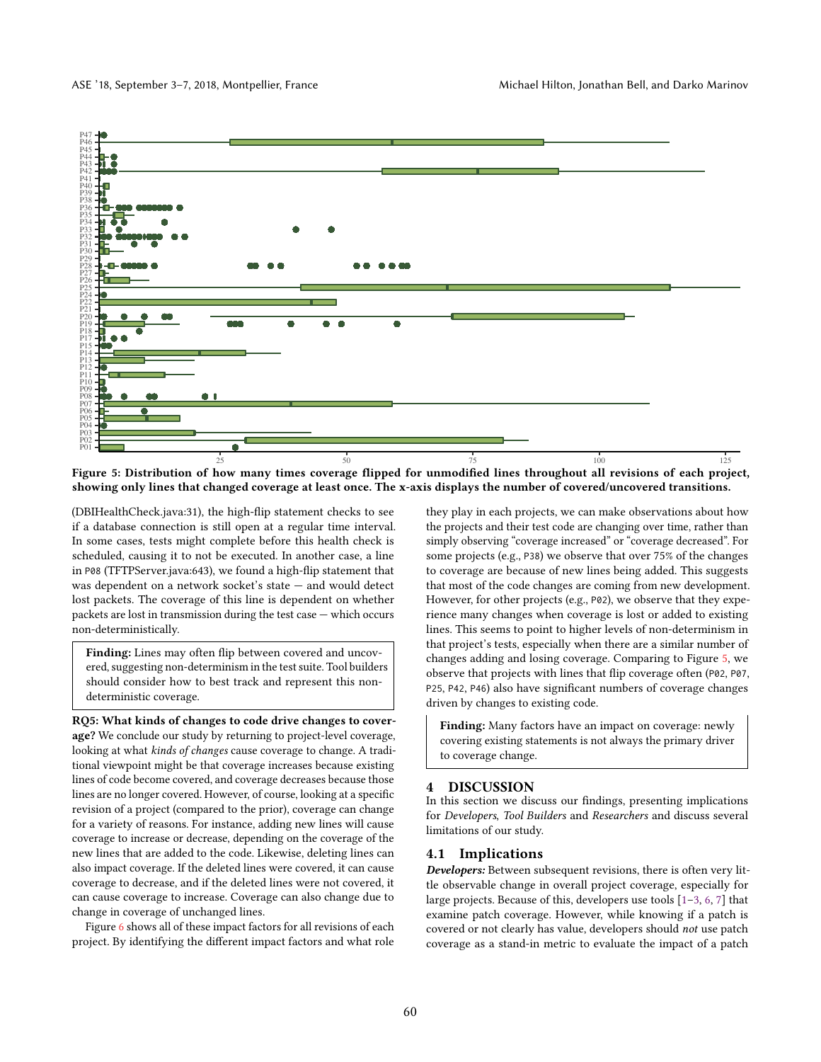Figure 5: Distribution of how many times coverage flipped for unmodified lines throughout all revisions of each project, showing only lines that changed coverage at least once. The x-axis displays the number of covered/uncovered transitions.

(DBIHealthCheck.java:31), the high-flip statement checks to see if a database connection is still open at a regular time interval. In some cases, tests might complete before this health check is scheduled, causing it to not be executed. In another case, a line in P08 (TFTPServer.java:643), we found a high-flip statement that was dependent on a network socket's state — and would detect lost packets. The coverage of this line is dependent on whether packets are lost in transmission during the test case — which occurs non-deterministically.

> **Finding:** Lines may often flip between covered and uncovered, suggesting non-determinism in the test suite. Tool builders should consider how to best track and represent this non-deterministic coverage.

**RQ5: What kinds of changes to code drive changes to coverage?** We conclude our study by returning to project-level coverage, looking at what *kinds of changes* cause coverage to change. A traditional viewpoint might be that coverage increases because existing lines of code become covered, and coverage decreases because those lines are no longer covered. However, of course, looking at a specific revision of a project (compared to the prior), coverage can change for a variety of reasons. For instance, adding new lines will cause coverage to increase or decrease, depending on the coverage of the new lines that are added to the code. Likewise, deleting lines can also impact coverage. If the deleted lines were covered, it can cause coverage to decrease, and if the deleted lines were not covered, it can cause coverage to increase. Coverage can also change due to change in coverage of unchanged lines.

Figure 6 shows all of these impact factors for all revisions of each project. By identifying the different impact factors and what role they play in each projects, we can make observations about how the projects and their test code are changing over time, rather than simply observing "coverage increased" or "coverage decreased". For some projects (e.g., P38) we observe that over 75% of the changes to coverage are because of new lines being added. This suggests that most of the code changes are coming from new development. However, for other projects (e.g., P02), we observe that they experience many changes when coverage is lost or added to existing lines. This seems to point to higher levels of non-determinism in that project's tests, especially when there are a similar number of changes adding and losing coverage. Comparing to Figure 5, we observe that projects with lines that flip coverage often (P02, P07, P25, P42, P46) also have significant numbers of coverage changes driven by changes to existing code.

> **Finding:** Many factors have an impact on coverage: newly covering existing statements is not always the primary driver to coverage change.

## 4 DISCUSSION

In this section we discuss our findings, presenting implications for *Developers*, *Tool Builders* and *Researchers* and discuss several limitations of our study.

### 4.1 Implications

***Developers:*** Between subsequent revisions, there is often very little observable change in overall project coverage, especially for large projects. Because of this, developers use tools [1–3, 6, 7] that examine patch coverage. However, while knowing if a patch is covered or not clearly has value, developers should *not* use patch coverage as a stand-in metric to evaluate the impact of a patch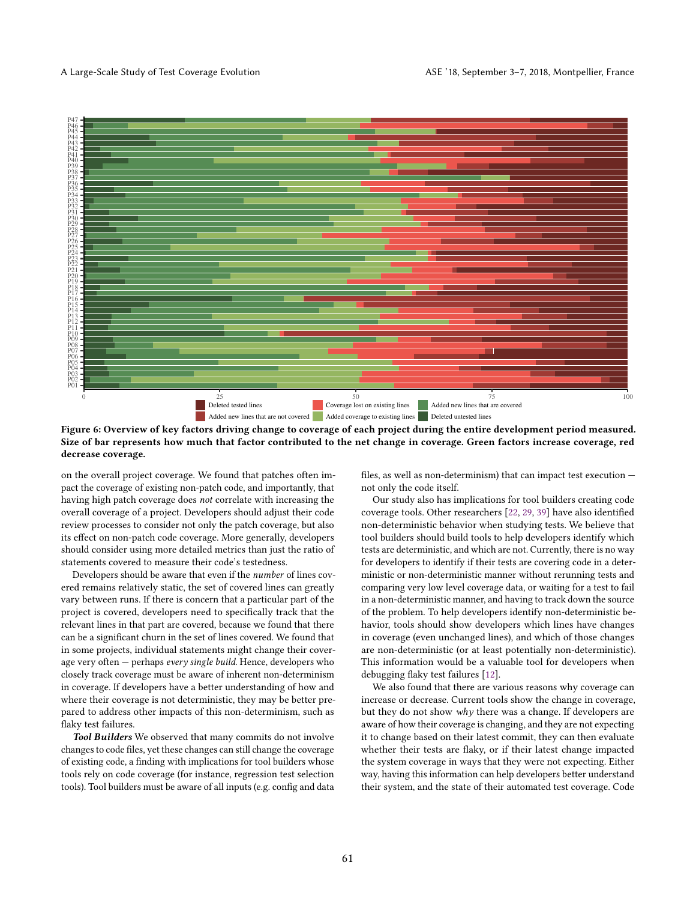**Figure 6: Overview of key factors driving change to coverage of each project during the entire development period measured. Size of bar represents how much that factor contributed to the net change in coverage. Green factors increase coverage, red decrease coverage.**

on the overall project coverage. We found that patches often impact the coverage of existing non-patch code, and importantly, that having high patch coverage does *not* correlate with increasing the overall coverage of a project. Developers should adjust their code review processes to consider not only the patch coverage, but also its effect on non-patch code coverage. More generally, developers should consider using more detailed metrics than just the ratio of statements covered to measure their code's testedness.

Developers should be aware that even if the *number* of lines covered remains relatively static, the set of covered lines can greatly vary between runs. If there is concern that a particular part of the project is covered, developers need to specifically track that the relevant lines in that part are covered, because we found that there can be a significant churn in the set of lines covered. We found that in some projects, individual statements might change their coverage very often — perhaps *every single build*. Hence, developers who closely track coverage must be aware of inherent non-determinism in coverage. If developers have a better understanding of how and where their coverage is not deterministic, they may be better prepared to address other impacts of this non-determinism, such as flaky test failures.

***Tool Builders*** We observed that many commits do not involve changes to code files, yet these changes can still change the coverage of existing code, a finding with implications for tool builders whose tools rely on code coverage (for instance, regression test selection tools). Tool builders must be aware of all inputs (e.g. config and data files, as well as non-determinism) that can impact test execution — not only the code itself.

Our study also has implications for tool builders creating code coverage tools. Other researchers [22, 29, 39] have also identified non-deterministic behavior when studying tests. We believe that tool builders should build tools to help developers identify which tests are deterministic, and which are not. Currently, there is no way for developers to identify if their tests are covering code in a deterministic or non-deterministic manner without rerunning tests and comparing very low level coverage data, or waiting for a test to fail in a non-deterministic manner, and having to track down the source of the problem. To help developers identify non-deterministic behavior, tools should show developers which lines have changes in coverage (even unchanged lines), and which of those changes are non-deterministic (or at least potentially non-deterministic). This information would be a valuable tool for developers when debugging flaky test failures [12].

We also found that there are various reasons why coverage can increase or decrease. Current tools show the change in coverage, but they do not show *why* there was a change. If developers are aware of how their coverage is changing, and they are not expecting it to change based on their latest commit, they can then evaluate whether their tests are flaky, or if their latest change impacted the system coverage in ways that they were not expecting. Either way, having this information can help developers better understand their system, and the state of their automated test coverage. Code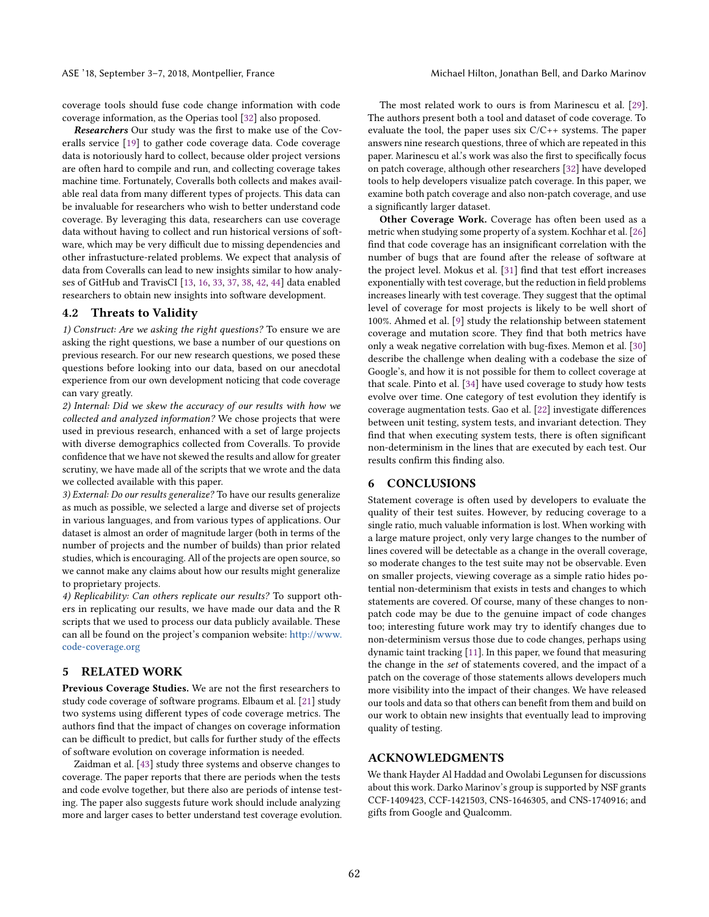coverage tools should fuse code change information with code coverage information, as the Operias tool [32] also proposed.

***Researchers*** Our study was the first to make use of the Coveralls service [19] to gather code coverage data. Code coverage data is notoriously hard to collect, because older project versions are often hard to compile and run, and collecting coverage takes machine time. Fortunately, Coveralls both collects and makes available real data from many different types of projects. This data can be invaluable for researchers who wish to better understand code coverage. By leveraging this data, researchers can use coverage data without having to collect and run historical versions of software, which may be very difficult due to missing dependencies and other infrastucture-related problems. We expect that analysis of data from Coveralls can lead to new insights similar to how analyses of GitHub and TravisCI [13, 16, 33, 37, 38, 42, 44] data enabled researchers to obtain new insights into software development.

### 4.2 Threats to Validity

*1) Construct: Are we asking the right questions?* To ensure we are asking the right questions, we base a number of our questions on previous research. For our new research questions, we posed these questions before looking into our data, based on our anecdotal experience from our own development noticing that code coverage can vary greatly.

*2) Internal: Did we skew the accuracy of our results with how we collected and analyzed information?* We chose projects that were used in previous research, enhanced with a set of large projects with diverse demographics collected from Coveralls. To provide confidence that we have not skewed the results and allow for greater scrutiny, we have made all of the scripts that we wrote and the data we collected available with this paper.

*3) External: Do our results generalize?* To have our results generalize as much as possible, we selected a large and diverse set of projects in various languages, and from various types of applications. Our dataset is almost an order of magnitude larger (both in terms of the number of projects and the number of builds) than prior related studies, which is encouraging. All of the projects are open source, so we cannot make any claims about how our results might generalize to proprietary projects.

*4) Replicability: Can others replicate our results?* To support others in replicating our results, we have made our data and the R scripts that we used to process our data publicly available. These can all be found on the project's companion website: http://www.code-coverage.org

## 5 RELATED WORK

**Previous Coverage Studies.** We are not the first researchers to study code coverage of software programs. Elbaum et al. [21] study two systems using different types of code coverage metrics. The authors find that the impact of changes on coverage information can be difficult to predict, but calls for further study of the effects of software evolution on coverage information is needed.

Zaidman et al. [43] study three systems and observe changes to coverage. The paper reports that there are periods when the tests and code evolve together, but there also are periods of intense testing. The paper also suggests future work should include analyzing more and larger cases to better understand test coverage evolution.

The most related work to ours is from Marinescu et al. [29]. The authors present both a tool and dataset of code coverage. To evaluate the tool, the paper uses six C/C++ systems. The paper answers nine research questions, three of which are repeated in this paper. Marinescu et al.'s work was also the first to specifically focus on patch coverage, although other researchers [32] have developed tools to help developers visualize patch coverage. In this paper, we examine both patch coverage and also non-patch coverage, and use a significantly larger dataset.

**Other Coverage Work.** Coverage has often been used as a metric when studying some property of a system. Kochhar et al. [26] find that code coverage has an insignificant correlation with the number of bugs that are found after the release of software at the project level. Mokus et al. [31] find that test effort increases exponentially with test coverage, but the reduction in field problems increases linearly with test coverage. They suggest that the optimal level of coverage for most projects is likely to be well short of 100%. Ahmed et al. [9] study the relationship between statement coverage and mutation score. They find that both metrics have only a weak negative correlation with bug-fixes. Memon et al. [30] describe the challenge when dealing with a codebase the size of Google's, and how it is not possible for them to collect coverage at that scale. Pinto et al. [34] have used coverage to study how tests evolve over time. One category of test evolution they identify is coverage augmentation tests. Gao et al. [22] investigate differences between unit testing, system tests, and invariant detection. They find that when executing system tests, there is often significant non-determinism in the lines that are executed by each test. Our results confirm this finding also.

## 6 CONCLUSIONS

Statement coverage is often used by developers to evaluate the quality of their test suites. However, by reducing coverage to a single ratio, much valuable information is lost. When working with a large mature project, only very large changes to the number of lines covered will be detectable as a change in the overall coverage, so moderate changes to the test suite may not be observable. Even on smaller projects, viewing coverage as a simple ratio hides potential non-determinism that exists in tests and changes to which statements are covered. Of course, many of these changes to non-patch code may be due to the genuine impact of code changes too; interesting future work may try to identify changes due to non-determinism versus those due to code changes, perhaps using dynamic taint tracking [11]. In this paper, we found that measuring the change in the *set* of statements covered, and the impact of a patch on the coverage of those statements allows developers much more visibility into the impact of their changes. We have released our tools and data so that others can benefit from them and build on our work to obtain new insights that eventually lead to improving quality of testing.

## ACKNOWLEDGMENTS

We thank Hayder Al Haddad and Owolabi Legunsen for discussions about this work. Darko Marinov's group is supported by NSF grants CCF-1409423, CCF-1421503, CNS-1646305, and CNS-1740916; and gifts from Google and Qualcomm.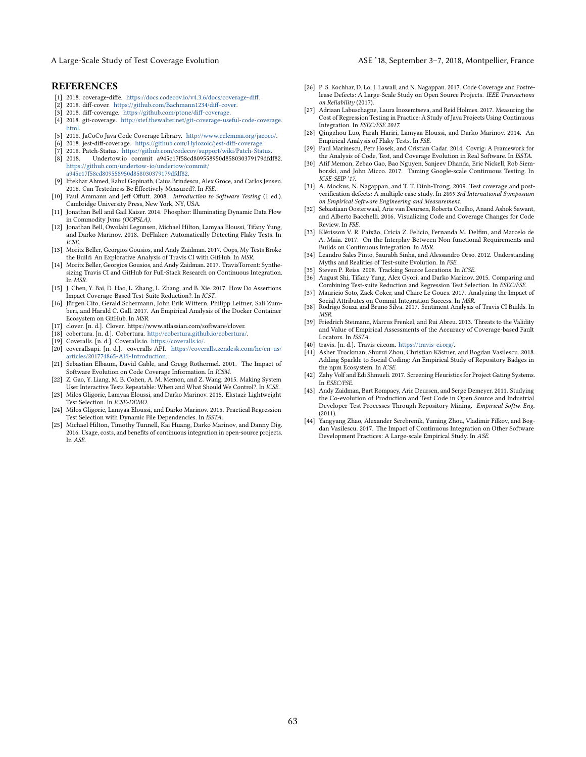## REFERENCES

[1] 2018. coverage-diffe. https://docs.codecov.io/v4.3.6/docs/coverage-diff.
[2] 2018. diff-cover. https://github.com/Bachmann1234/diff-cover.
[3] 2018. diff-coverage. https://github.com/ptone/diff-coverage.
[4] 2018. git-coverage. http://stef.thewalter.net/git-coverage-useful-code-coverage.html.
[5] 2018. JaCoCo Java Code Coverage Library. http://www.eclemma.org/jacoco/.
[6] 2018. jest-diff-coverage. https://github.com/Hylozoic/jest-diff-coverage.
[7] 2018. Patch-Status. https://github.com/codecov/support/wiki/Patch-Status.
[8] 2018. Undertow.io commit a945c17f58cd809558950d858030379179dfdf82. https://github.com/undertow-io/undertow/commit/a945c17f58cd809558950d858030379179dfdf82.
[9] Iftekhar Ahmed, Rahul Gopinath, Caius Brindescu, Alex Groce, and Carlos Jensen. 2016. Can Testedness Be Effectively Measured?. In *FSE*.
[10] Paul Ammann and Jeff Offutt. 2008. *Introduction to Software Testing* (1 ed.). Cambridge University Press, New York, NY, USA.
[11] Jonathan Bell and Gail Kaiser. 2014. Phosphor: Illuminating Dynamic Data Flow in Commodity Jvms *(OOPSLA)*.
[12] Jonathan Bell, Owolabi Legunsen, Michael Hilton, Lamyaa Eloussi, Tifany Yung, and Darko Marinov. 2018. DeFlaker: Automatically Detecting Flaky Tests. In *ICSE*.
[13] Moritz Beller, Georgios Gousios, and Andy Zaidman. 2017. Oops, My Tests Broke the Build: An Explorative Analysis of Travis CI with GitHub. In *MSR*.
[14] Moritz Beller, Georgios Gousios, and Andy Zaidman. 2017. TravisTorrent: Synthesizing Travis CI and GitHub for Full-Stack Research on Continuous Integration. In *MSR*.
[15] J. Chen, Y. Bai, D. Hao, L. Zhang, L. Zhang, and B. Xie. 2017. How Do Assertions Impact Coverage-Based Test-Suite Reduction?. In *ICST*.
[16] Jürgen Cito, Gerald Schermann, John Erik Wittern, Philipp Leitner, Sali Zumberi, and Harald C. Gall. 2017. An Empirical Analysis of the Docker Container Ecosystem on GitHub. In *MSR*.
[17] clover. [n. d.]. Clover. https://www.atlassian.com/software/clover.
[18] cobertura. [n. d.]. Cobertura. http://cobertura.github.io/cobertura/.
[19] Coveralls. [n. d.]. Coveralls.io. https://coveralls.io/.
[20] coverallsapi. [n. d.]. coveralls API. https://coveralls.zendesk.com/hc/en-us/articles/201774865-API-Introduction.
[21] Sebastian Elbaum, David Gable, and Gregg Rothermel. 2001. The Impact of Software Evolution on Code Coverage Information. In *ICSM*.
[22] Z. Gao, Y. Liang, M. B. Cohen, A. M. Memon, and Z. Wang. 2015. Making System User Interactive Tests Repeatable: When and What Should We Control?. In *ICSE*.
[23] Milos Gligoric, Lamyaa Eloussi, and Darko Marinov. 2015. Ekstazi: Lightweight Test Selection. In *ICSE-DEMO*.
[24] Milos Gligoric, Lamyaa Eloussi, and Darko Marinov. 2015. Practical Regression Test Selection with Dynamic File Dependencies. In *ISSTA*.
[25] Michael Hilton, Timothy Tunnell, Kai Huang, Darko Marinov, and Danny Dig. 2016. Usage, costs, and benefits of continuous integration in open-source projects. In *ASE*.
[26] P. S. Kochhar, D. Lo, J. Lawall, and N. Nagappan. 2017. Code Coverage and Postrelease Defects: A Large-Scale Study on Open Source Projects. *IEEE Transactions on Reliability* (2017).
[27] Adriaan Labuschagne, Laura Inozemtseva, and Reid Holmes. 2017. Measuring the Cost of Regression Testing in Practice: A Study of Java Projects Using Continuous Integration. In *ESEC/FSE 2017*.
[28] Qingzhou Luo, Farah Hariri, Lamyaa Eloussi, and Darko Marinov. 2014. An Empirical Analysis of Flaky Tests. In *FSE*.
[29] Paul Marinescu, Petr Hosek, and Cristian Cadar. 2014. Covrig: A Framework for the Analysis of Code, Test, and Coverage Evolution in Real Software. In *ISSTA*.
[30] Atif Memon, Zebao Gao, Bao Nguyen, Sanjeev Dhanda, Eric Nickell, Rob Siemborski, and John Micco. 2017. Taming Google-scale Continuous Testing. In *ICSE-SEIP '17*.
[31] A. Mockus, N. Nagappan, and T. T. Dinh-Trong. 2009. Test coverage and post-verification defects: A multiple case study. In *2009 3rd International Symposium on Empirical Software Engineering and Measurement*.
[32] Sebastiaan Oosterwaal, Arie van Deursen, Roberta Coelho, Anand Ashok Sawant, and Alberto Bacchelli. 2016. Visualizing Code and Coverage Changes for Code Review. In *FSE*.
[33] Klérisson V. R. Paixão, Crícia Z. Felício, Fernanda M. Delfim, and Marcelo de A. Maia. 2017. On the Interplay Between Non-functional Requirements and Builds on Continuous Integration. In *MSR*.
[34] Leandro Sales Pinto, Saurabh Sinha, and Alessandro Orso. 2012. Understanding Myths and Realities of Test-suite Evolution. In *FSE*.
[35] Steven P. Reiss. 2008. Tracking Source Locations. In *ICSE*.
[36] August Shi, Tifany Yung, Alex Gyori, and Darko Marinov. 2015. Comparing and Combining Test-suite Reduction and Regression Test Selection. In *ESEC/FSE*.
[37] Mauricio Soto, Zack Coker, and Claire Le Goues. 2017. Analyzing the Impact of Social Attributes on Commit Integration Success. In *MSR*.
[38] Rodrigo Souza and Bruno Silva. 2017. Sentiment Analysis of Travis CI Builds. In *MSR*.
[39] Friedrich Steimann, Marcus Frenkel, and Rui Abreu. 2013. Threats to the Validity and Value of Empirical Assessments of the Accuracy of Coverage-based Fault Locators. In *ISSTA*.
[40] travis. [n. d.]. Travis-ci.com. https://travis-ci.org/.
[41] Asher Trockman, Shurui Zhou, Christian Kästner, and Bogdan Vasilescu. 2018. Adding Sparkle to Social Coding: An Empirical Study of Repository Badges in the npm Ecosystem. In *ICSE*.
[42] Zahy Volf and Edi Shmueli. 2017. Screening Heuristics for Project Gating Systems. In *ESEC/FSE*.
[43] Andy Zaidman, Bart Rompaey, Arie Deursen, and Serge Demeyer. 2011. Studying the Co-evolution of Production and Test Code in Open Source and Industrial Developer Test Processes Through Repository Mining. *Empirical Softw. Eng.* (2011).
[44] Yangyang Zhao, Alexander Serebrenik, Yuming Zhou, Vladimir Filkov, and Bogdan Vasilescu. 2017. The Impact of Continuous Integration on Other Software Development Practices: A Large-scale Empirical Study. In *ASE*.